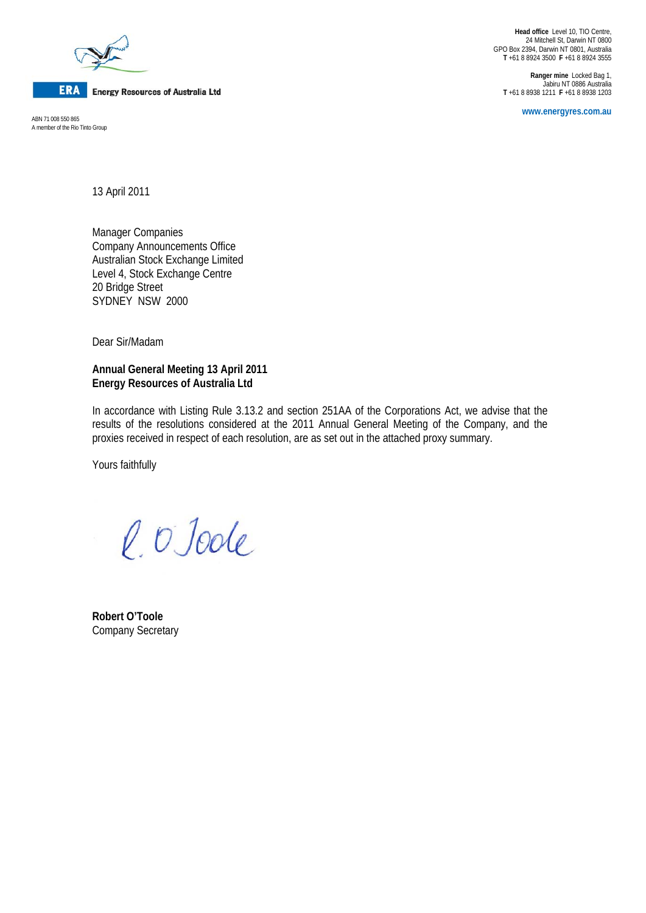**ERA** Energy Resources of Australia Ltd

ABN 71 008 550 865
A member of the Rio Tinto Group

**Head office** Level 10, TIO Centre,
24 Mitchell St, Darwin NT 0800
GPO Box 2394, Darwin NT 0801, Australia
**T** +61 8 8924 3500 **F** +61 8 8924 3555

**Ranger mine** Locked Bag 1,
Jabiru NT 0886 Australia
**T** +61 8 8938 1211 **F** +61 8 8938 1203

**www.energyres.com.au**

13 April 2011

Manager Companies
Company Announcements Office
Australian Stock Exchange Limited
Level 4, Stock Exchange Centre
20 Bridge Street
SYDNEY NSW 2000

Dear Sir/Madam

**Annual General Meeting 13 April 2011**
**Energy Resources of Australia Ltd**

In accordance with Listing Rule 3.13.2 and section 251AA of the Corporations Act, we advise that the results of the resolutions considered at the 2011 Annual General Meeting of the Company, and the proxies received in respect of each resolution, are as set out in the attached proxy summary.

Yours faithfully

R. O'Toole

**Robert O'Toole**
Company Secretary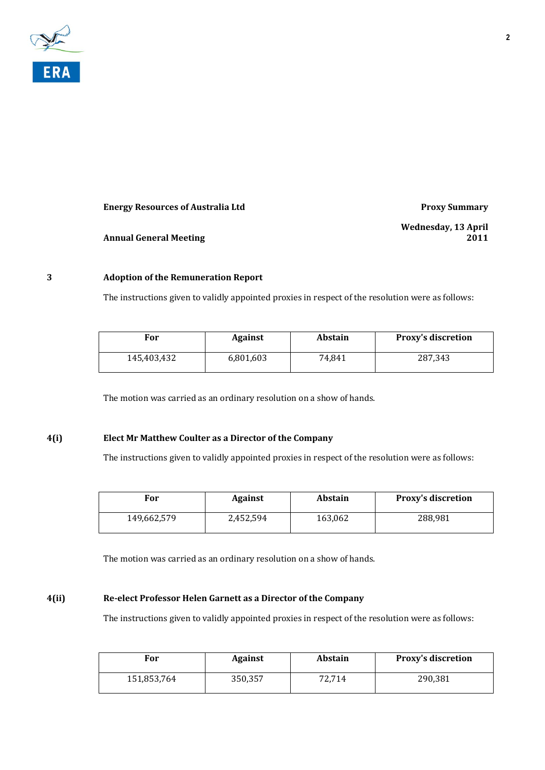**Energy Resources of Australia Ltd** | **Proxy Summary**

**Annual General Meeting** | **Wednesday, 13 April 2011**

### 3 Adoption of the Remuneration Report

The instructions given to validly appointed proxies in respect of the resolution were as follows:

| For | Against | Abstain | Proxy's discretion |
|---|---|---|---|
| 145,403,432 | 6,801,603 | 74,841 | 287,343 |

The motion was carried as an ordinary resolution on a show of hands.

### 4(i) Elect Mr Matthew Coulter as a Director of the Company

The instructions given to validly appointed proxies in respect of the resolution were as follows:

| For | Against | Abstain | Proxy's discretion |
|---|---|---|---|
| 149,662,579 | 2,452,594 | 163,062 | 288,981 |

The motion was carried as an ordinary resolution on a show of hands.

### 4(ii) Re-elect Professor Helen Garnett as a Director of the Company

The instructions given to validly appointed proxies in respect of the resolution were as follows:

| For | Against | Abstain | Proxy's discretion |
|---|---|---|---|
| 151,853,764 | 350,357 | 72,714 | 290,381 |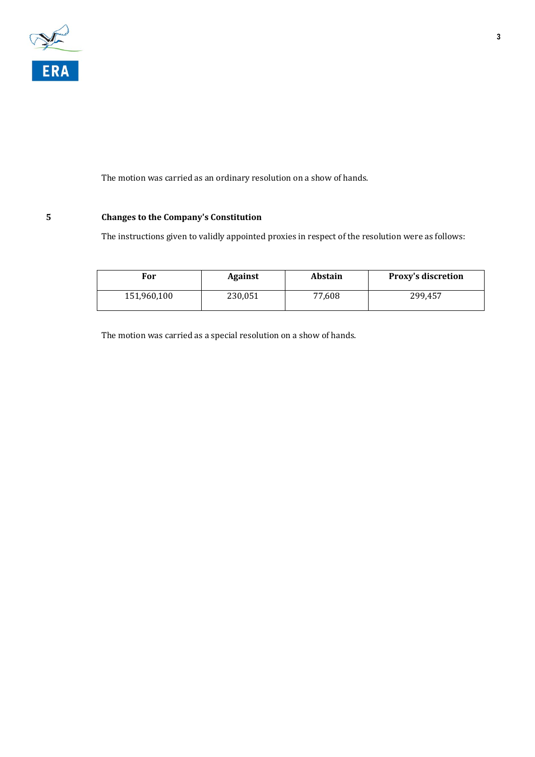The motion was carried as an ordinary resolution on a show of hands.

## 5 Changes to the Company's Constitution

The instructions given to validly appointed proxies in respect of the resolution were as follows:

| For | Against | Abstain | Proxy's discretion |
|---|---|---|---|
| 151,960,100 | 230,051 | 77,608 | 299,457 |

The motion was carried as a special resolution on a show of hands.